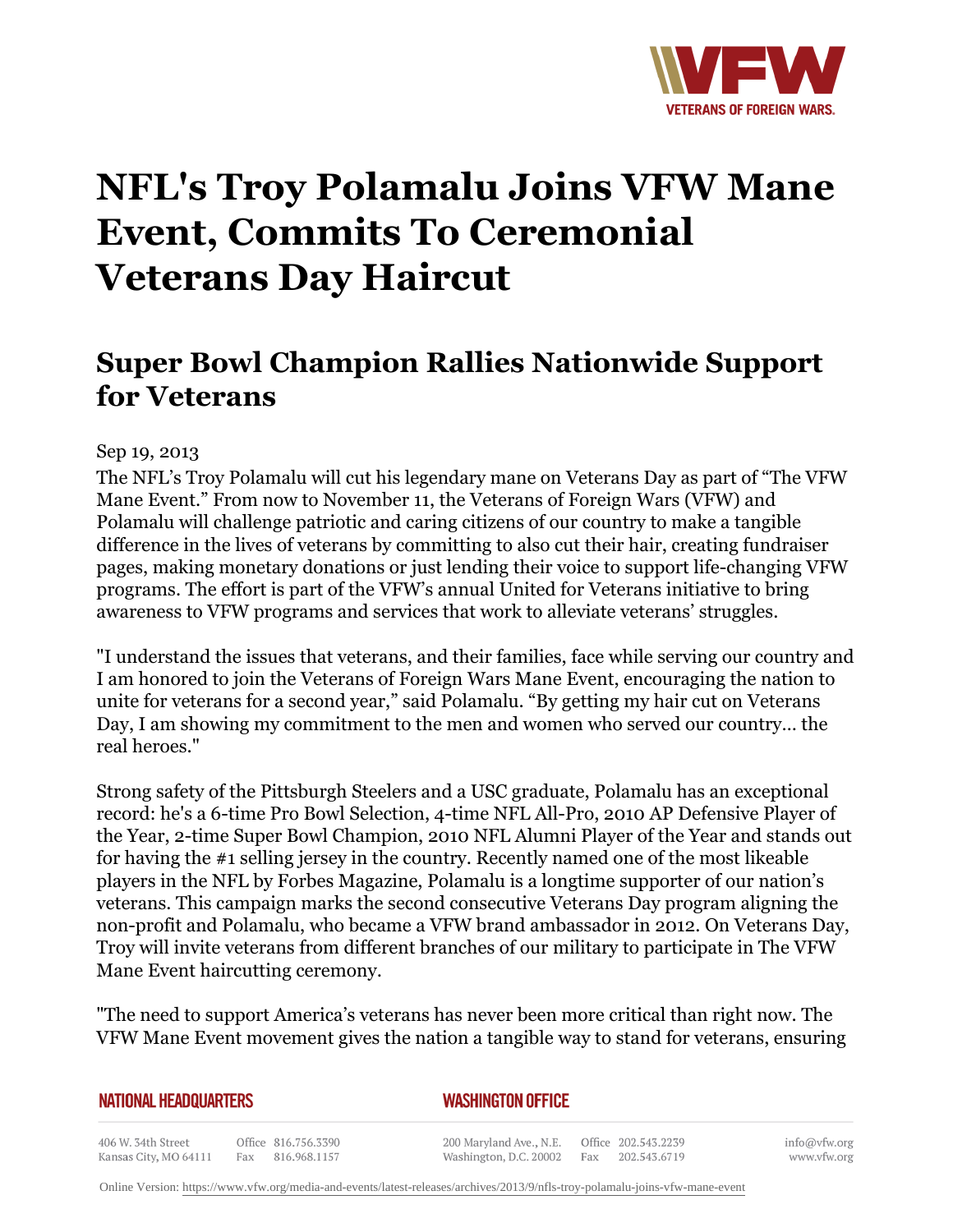# NFL's Troy Polamalu Joins VFW Mane Event, Commits To Ceremonial Veterans Day Haircut

## Super Bowl Champion Rallies Nationwide Support for Veterans

Sep 19, 2013

The NFL's Troy Polamalu will cut his legendary mane on Veterans Day as part of "The VFW Mane Event." From now to November 11, the Veterans of Foreign Wars (VFW) and Polamalu will challenge patriotic and caring citizens of our country to make a tangible difference in the lives of veterans by committing to also cut their hair, creating fundraiser pages, making monetary donations or just lending their voice to support life-changing VFW programs. The effort is part of the VFW's annual United for Veterans initiative to bring awareness to VFW programs and services that work to alleviate veterans' struggles.

"I understand the issues that veterans, and their families, face while serving our country and I am honored to join the Veterans of Foreign Wars Mane Event, encouraging the nation to unite for veterans for a second year," said Polamalu. "By getting my hair cut on Veterans Day, I am showing my commitment to the men and women who served our country… the real heroes."

Strong safety of the Pittsburgh Steelers and a USC graduate, Polamalu has an exceptional record: he's a 6-time Pro Bowl Selection, 4-time NFL All-Pro, 2010 AP Defensive Player of the Year, 2-time Super Bowl Champion, 2010 NFL Alumni Player of the Year and stands out for having the #1 selling jersey in the country. Recently named one of the most likeable players in the NFL by Forbes Magazine, Polamalu is a longtime supporter of our nation's veterans. This campaign marks the second consecutive Veterans Day program aligning the non-profit and Polamalu, who became a VFW brand ambassador in 2012. On Veterans Day, Troy will invite veterans from different branches of our military to participate in The VFW Mane Event haircutting ceremony.

"The need to support America's veterans has never been more critical than right now. The VFW Mane Event movement gives the nation a tangible way to stand for veterans, ensuring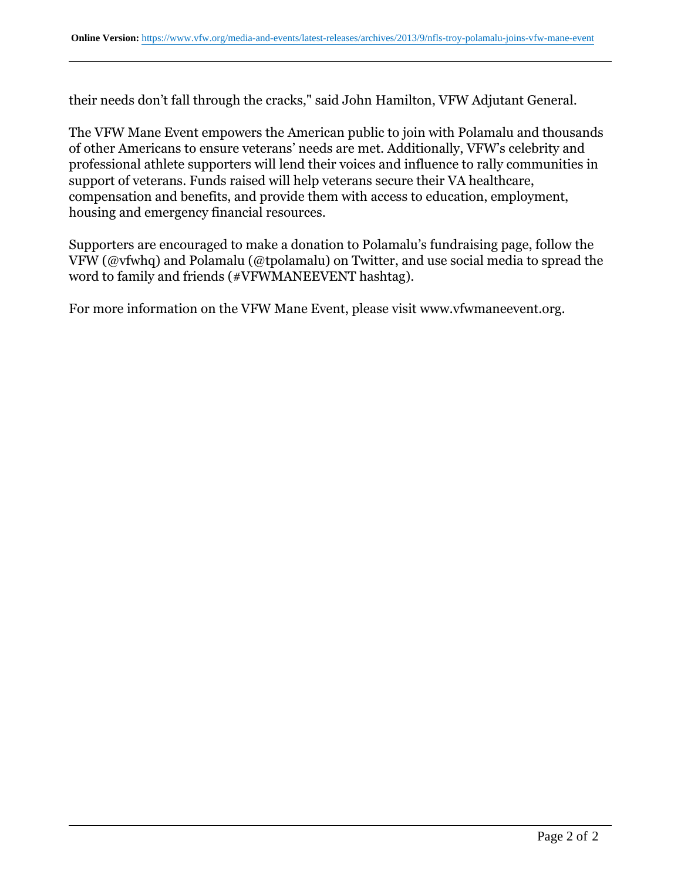their needs don’t fall through the cracks," said John Hamilton, VFW Adjutant General.

The VFW Mane Event empowers the American public to join with Polamalu and thousands of other Americans to ensure veterans’ needs are met. Additionally, VFW’s celebrity and professional athlete supporters will lend their voices and influence to rally communities in support of veterans. Funds raised will help veterans secure their VA healthcare, compensation and benefits, and provide them with access to education, employment, housing and emergency financial resources.

Supporters are encouraged to make a donation to Polamalu’s fundraising page, follow the VFW (@vfwhq) and Polamalu (@tpolamalu) on Twitter, and use social media to spread the word to family and friends (#VFWMANEEVENT hashtag).

For more information on the VFW Mane Event, please visit www.vfwmaneevent.org.